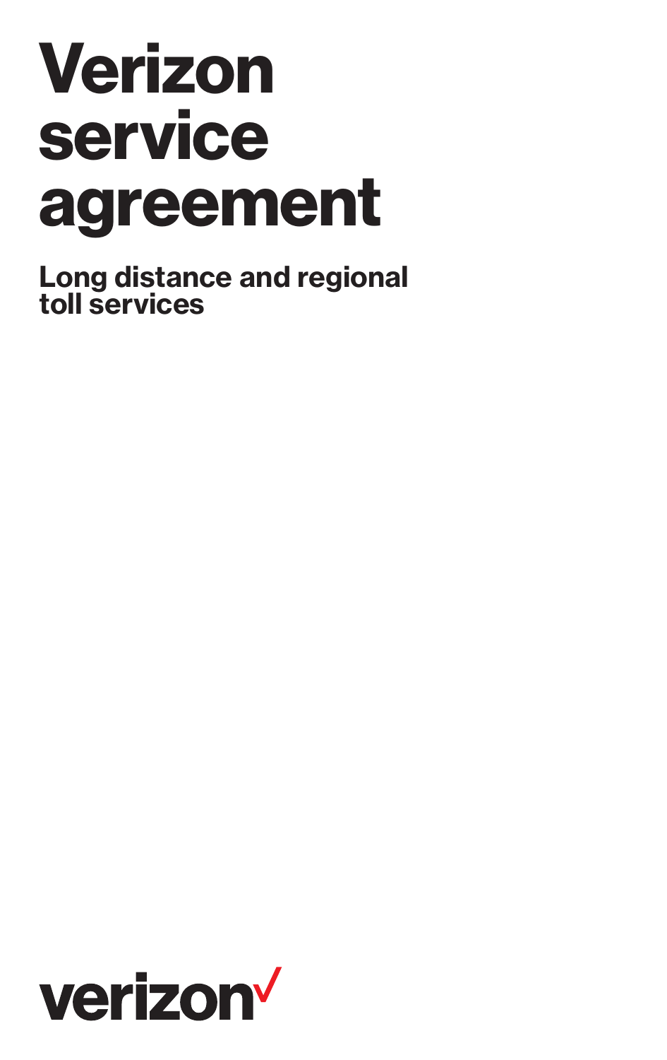# Verizon service agreement

## Long distance and regional toll services

verizon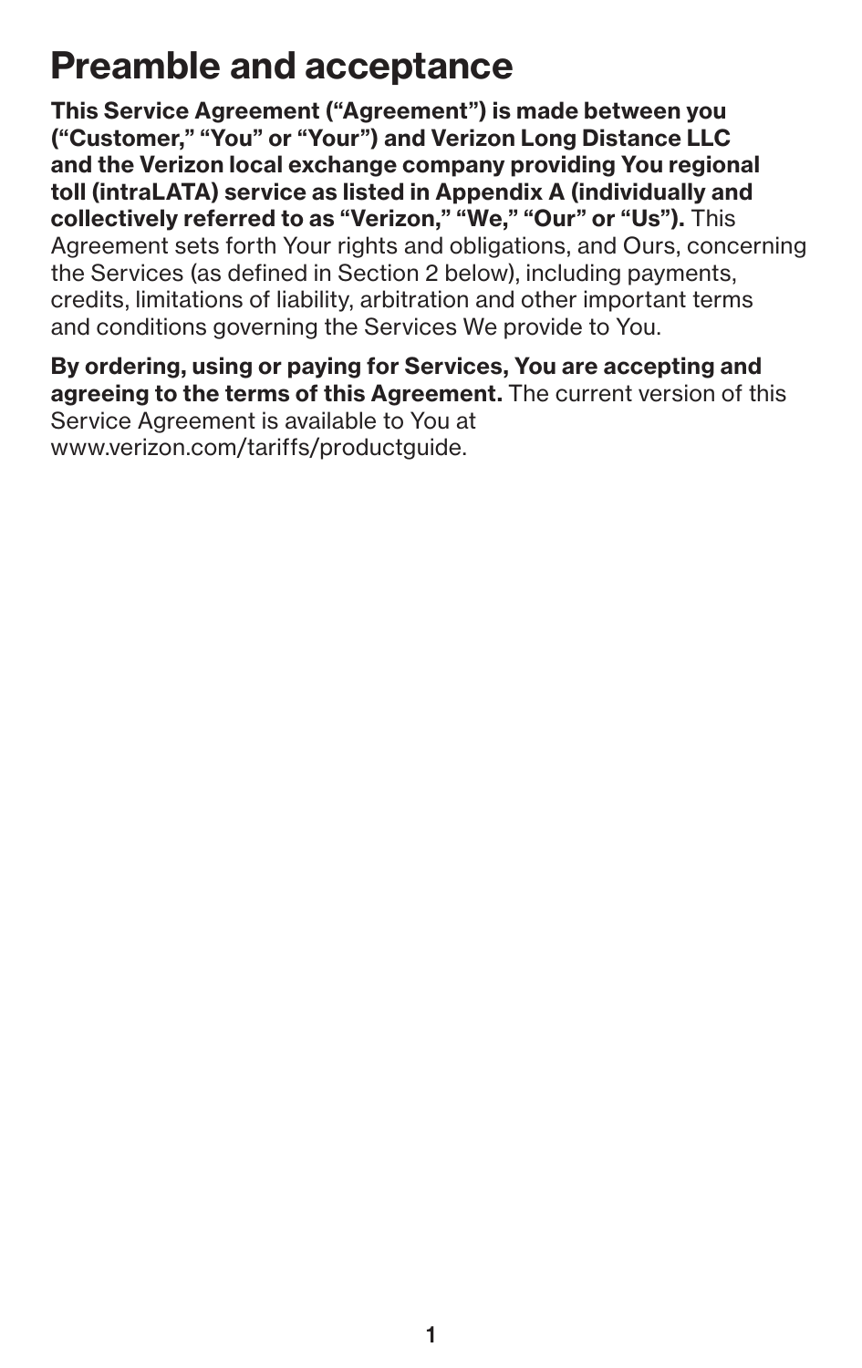# Preamble and acceptance

**This Service Agreement ("Agreement") is made between you ("Customer," "You" or "Your") and Verizon Long Distance LLC and the Verizon local exchange company providing You regional toll (intraLATA) service as listed in Appendix A (individually and collectively referred to as "Verizon," "We," "Our" or "Us").** This Agreement sets forth Your rights and obligations, and Ours, concerning the Services (as defined in Section 2 below), including payments, credits, limitations of liability, arbitration and other important terms and conditions governing the Services We provide to You.

**By ordering, using or paying for Services, You are accepting and agreeing to the terms of this Agreement.** The current version of this Service Agreement is available to You at www.verizon.com/tariffs/productguide.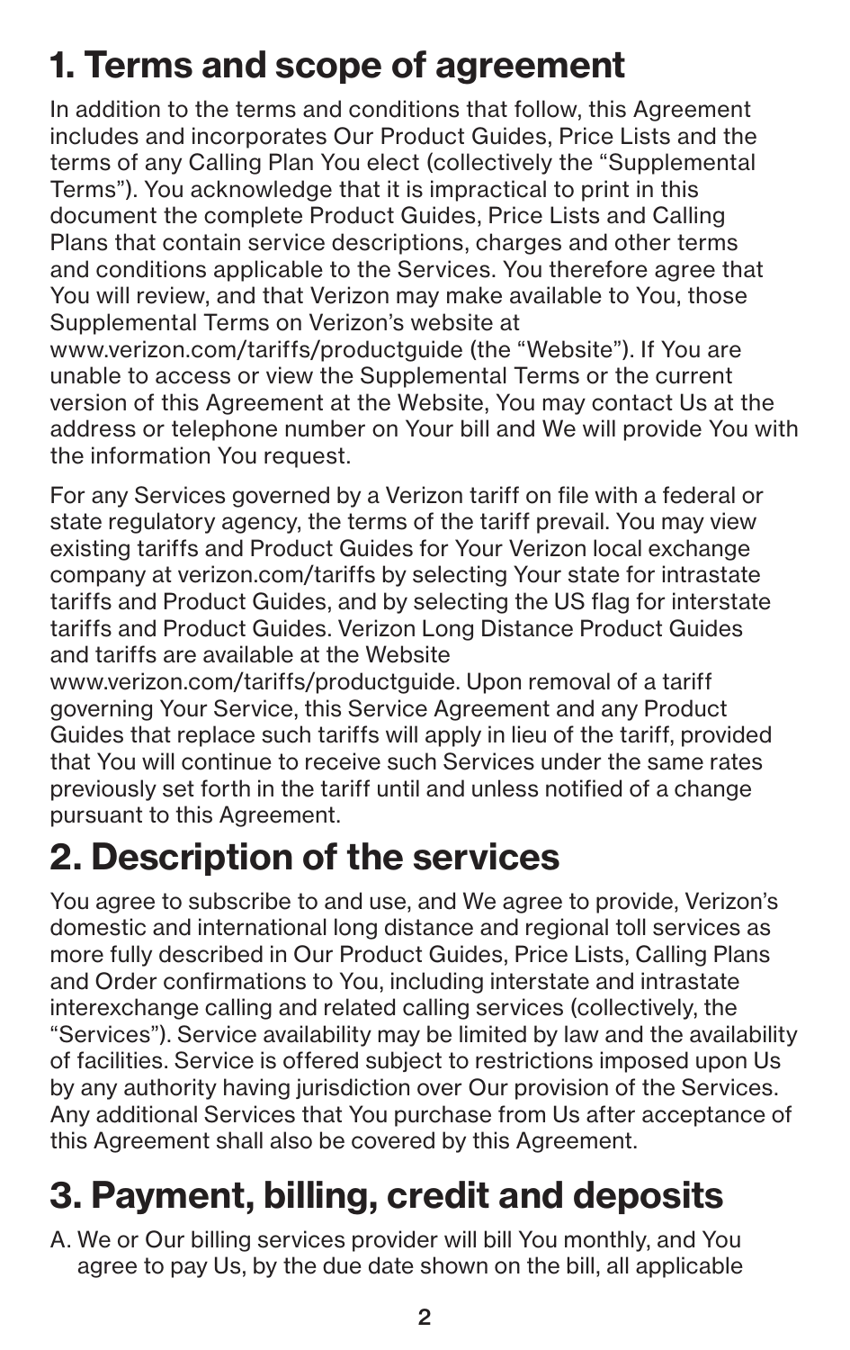# 1. Terms and scope of agreement

In addition to the terms and conditions that follow, this Agreement includes and incorporates Our Product Guides, Price Lists and the terms of any Calling Plan You elect (collectively the "Supplemental Terms"). You acknowledge that it is impractical to print in this document the complete Product Guides, Price Lists and Calling Plans that contain service descriptions, charges and other terms and conditions applicable to the Services. You therefore agree that You will review, and that Verizon may make available to You, those Supplemental Terms on Verizon's website at www.verizon.com/tariffs/productguide (the "Website"). If You are unable to access or view the Supplemental Terms or the current version of this Agreement at the Website, You may contact Us at the address or telephone number on Your bill and We will provide You with the information You request.

For any Services governed by a Verizon tariff on file with a federal or state regulatory agency, the terms of the tariff prevail. You may view existing tariffs and Product Guides for Your Verizon local exchange company at verizon.com/tariffs by selecting Your state for intrastate tariffs and Product Guides, and by selecting the US flag for interstate tariffs and Product Guides. Verizon Long Distance Product Guides and tariffs are available at the Website www.verizon.com/tariffs/productguide. Upon removal of a tariff governing Your Service, this Service Agreement and any Product Guides that replace such tariffs will apply in lieu of the tariff, provided that You will continue to receive such Services under the same rates previously set forth in the tariff until and unless notified of a change pursuant to this Agreement.

# 2. Description of the services

You agree to subscribe to and use, and We agree to provide, Verizon's domestic and international long distance and regional toll services as more fully described in Our Product Guides, Price Lists, Calling Plans and Order confirmations to You, including interstate and intrastate interexchange calling and related calling services (collectively, the "Services"). Service availability may be limited by law and the availability of facilities. Service is offered subject to restrictions imposed upon Us by any authority having jurisdiction over Our provision of the Services. Any additional Services that You purchase from Us after acceptance of this Agreement shall also be covered by this Agreement.

# 3. Payment, billing, credit and deposits

A. We or Our billing services provider will bill You monthly, and You agree to pay Us, by the due date shown on the bill, all applicable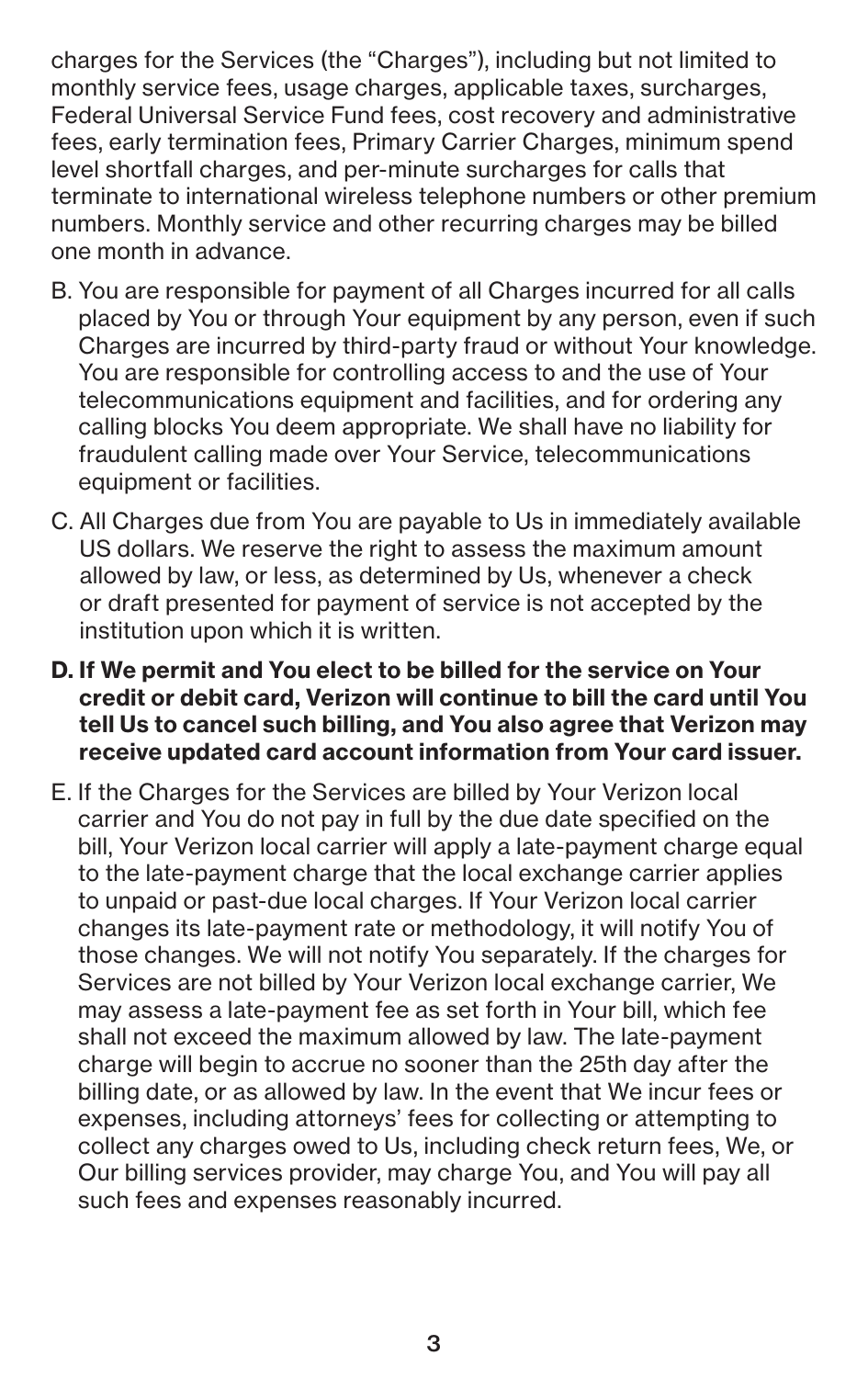charges for the Services (the "Charges"), including but not limited to monthly service fees, usage charges, applicable taxes, surcharges, Federal Universal Service Fund fees, cost recovery and administrative fees, early termination fees, Primary Carrier Charges, minimum spend level shortfall charges, and per-minute surcharges for calls that terminate to international wireless telephone numbers or other premium numbers. Monthly service and other recurring charges may be billed one month in advance.

B. You are responsible for payment of all Charges incurred for all calls placed by You or through Your equipment by any person, even if such Charges are incurred by third-party fraud or without Your knowledge. You are responsible for controlling access to and the use of Your telecommunications equipment and facilities, and for ordering any calling blocks You deem appropriate. We shall have no liability for fraudulent calling made over Your Service, telecommunications equipment or facilities.

C. All Charges due from You are payable to Us in immediately available US dollars. We reserve the right to assess the maximum amount allowed by law, or less, as determined by Us, whenever a check or draft presented for payment of service is not accepted by the institution upon which it is written.

**D. If We permit and You elect to be billed for the service on Your credit or debit card, Verizon will continue to bill the card until You tell Us to cancel such billing, and You also agree that Verizon may receive updated card account information from Your card issuer.**

E. If the Charges for the Services are billed by Your Verizon local carrier and You do not pay in full by the due date specified on the bill, Your Verizon local carrier will apply a late-payment charge equal to the late-payment charge that the local exchange carrier applies to unpaid or past-due local charges. If Your Verizon local carrier changes its late-payment rate or methodology, it will notify You of those changes. We will not notify You separately. If the charges for Services are not billed by Your Verizon local exchange carrier, We may assess a late-payment fee as set forth in Your bill, which fee shall not exceed the maximum allowed by law. The late-payment charge will begin to accrue no sooner than the 25th day after the billing date, or as allowed by law. In the event that We incur fees or expenses, including attorneys' fees for collecting or attempting to collect any charges owed to Us, including check return fees, We, or Our billing services provider, may charge You, and You will pay all such fees and expenses reasonably incurred.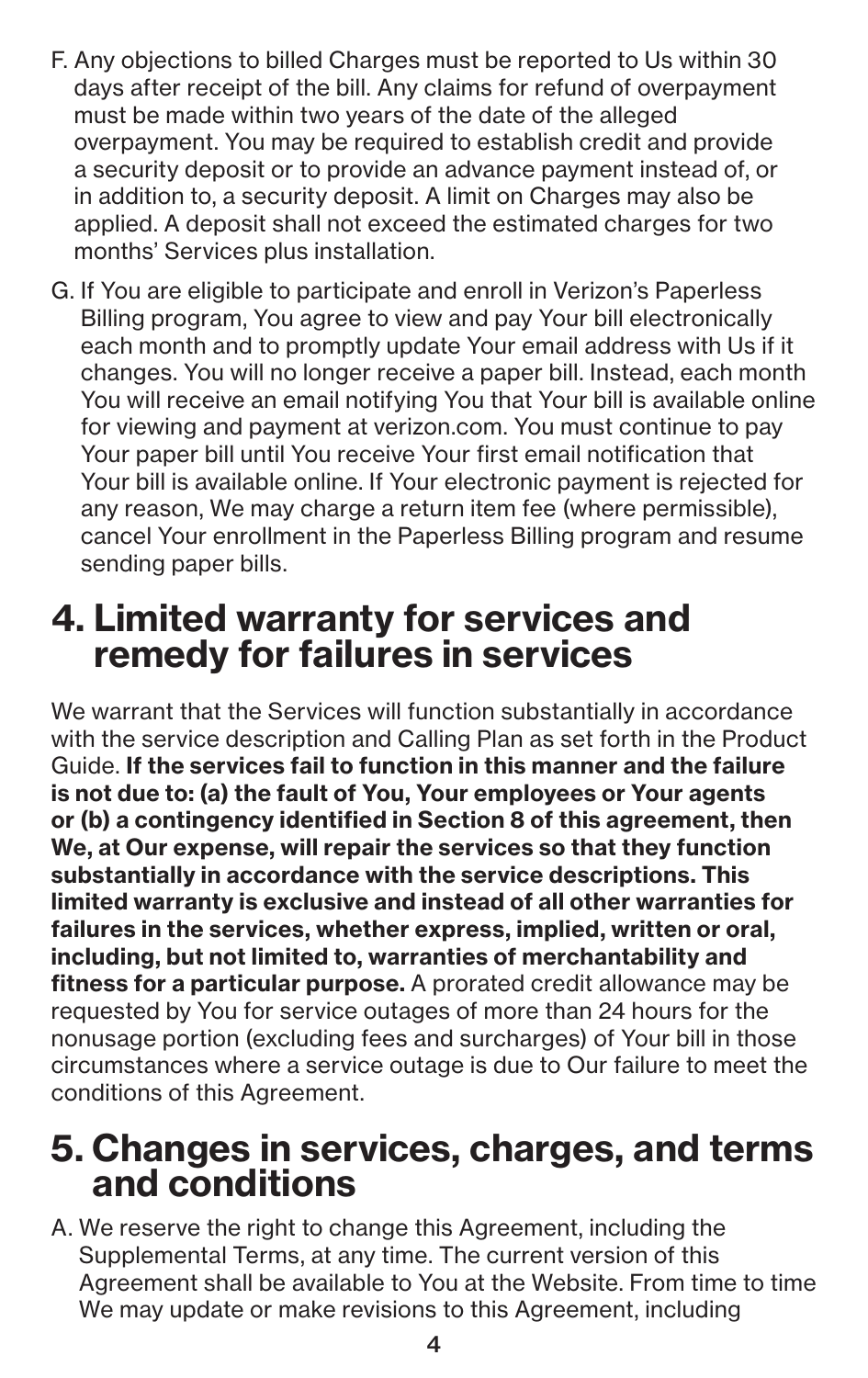F. Any objections to billed Charges must be reported to Us within 30 days after receipt of the bill. Any claims for refund of overpayment must be made within two years of the date of the alleged overpayment. You may be required to establish credit and provide a security deposit or to provide an advance payment instead of, or in addition to, a security deposit. A limit on Charges may also be applied. A deposit shall not exceed the estimated charges for two months' Services plus installation.

G. If You are eligible to participate and enroll in Verizon's Paperless Billing program, You agree to view and pay Your bill electronically each month and to promptly update Your email address with Us if it changes. You will no longer receive a paper bill. Instead, each month You will receive an email notifying You that Your bill is available online for viewing and payment at verizon.com. You must continue to pay Your paper bill until You receive Your first email notification that Your bill is available online. If Your electronic payment is rejected for any reason, We may charge a return item fee (where permissible), cancel Your enrollment in the Paperless Billing program and resume sending paper bills.

## 4. Limited warranty for services and remedy for failures in services

We warrant that the Services will function substantially in accordance with the service description and Calling Plan as set forth in the Product Guide. **If the services fail to function in this manner and the failure is not due to: (a) the fault of You, Your employees or Your agents or (b) a contingency identified in Section 8 of this agreement, then We, at Our expense, will repair the services so that they function substantially in accordance with the service descriptions. This limited warranty is exclusive and instead of all other warranties for failures in the services, whether express, implied, written or oral, including, but not limited to, warranties of merchantability and fitness for a particular purpose.** A prorated credit allowance may be requested by You for service outages of more than 24 hours for the nonusage portion (excluding fees and surcharges) of Your bill in those circumstances where a service outage is due to Our failure to meet the conditions of this Agreement.

## 5. Changes in services, charges, and terms and conditions

A. We reserve the right to change this Agreement, including the Supplemental Terms, at any time. The current version of this Agreement shall be available to You at the Website. From time to time We may update or make revisions to this Agreement, including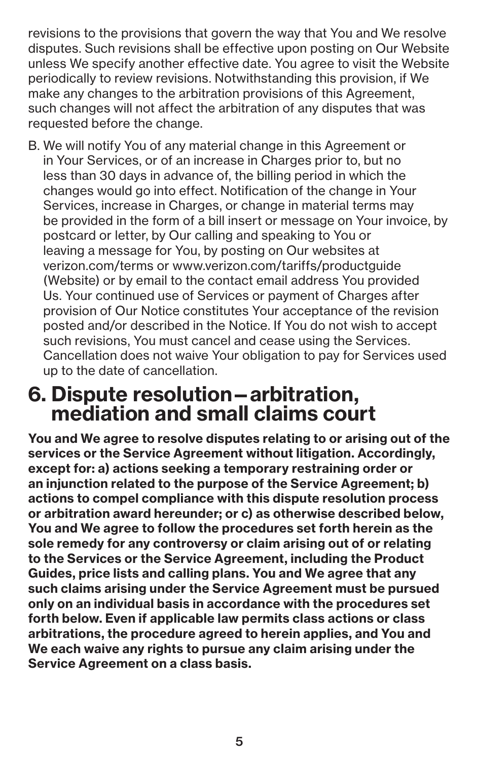revisions to the provisions that govern the way that You and We resolve disputes. Such revisions shall be effective upon posting on Our Website unless We specify another effective date. You agree to visit the Website periodically to review revisions. Notwithstanding this provision, if We make any changes to the arbitration provisions of this Agreement, such changes will not affect the arbitration of any disputes that was requested before the change.

B. We will notify You of any material change in this Agreement or in Your Services, or of an increase in Charges prior to, but no less than 30 days in advance of, the billing period in which the changes would go into effect. Notification of the change in Your Services, increase in Charges, or change in material terms may be provided in the form of a bill insert or message on Your invoice, by postcard or letter, by Our calling and speaking to You or leaving a message for You, by posting on Our websites at verizon.com/terms or www.verizon.com/tariffs/productguide (Website) or by email to the contact email address You provided Us. Your continued use of Services or payment of Charges after provision of Our Notice constitutes Your acceptance of the revision posted and/or described in the Notice. If You do not wish to accept such revisions, You must cancel and cease using the Services. Cancellation does not waive Your obligation to pay for Services used up to the date of cancellation.

# 6. Dispute resolution—arbitration, mediation and small claims court

**You and We agree to resolve disputes relating to or arising out of the services or the Service Agreement without litigation. Accordingly, except for: a) actions seeking a temporary restraining order or an injunction related to the purpose of the Service Agreement; b) actions to compel compliance with this dispute resolution process or arbitration award hereunder; or c) as otherwise described below, You and We agree to follow the procedures set forth herein as the sole remedy for any controversy or claim arising out of or relating to the Services or the Service Agreement, including the Product Guides, price lists and calling plans. You and We agree that any such claims arising under the Service Agreement must be pursued only on an individual basis in accordance with the procedures set forth below. Even if applicable law permits class actions or class arbitrations, the procedure agreed to herein applies, and You and We each waive any rights to pursue any claim arising under the Service Agreement on a class basis.**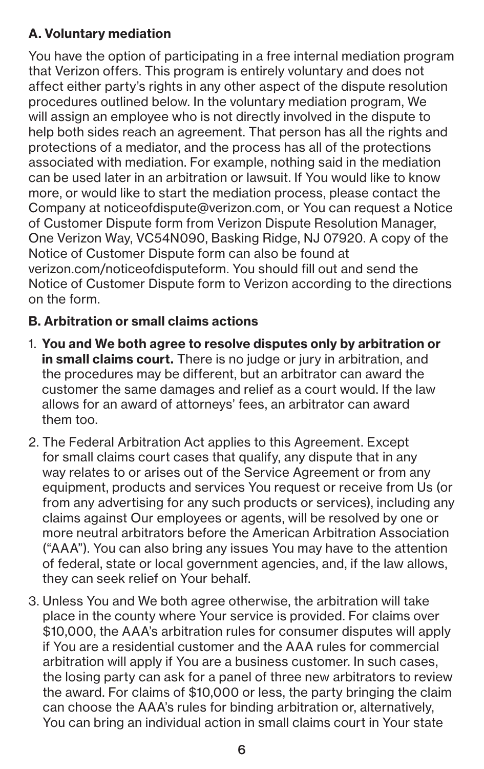### A. Voluntary mediation

You have the option of participating in a free internal mediation program that Verizon offers. This program is entirely voluntary and does not affect either party's rights in any other aspect of the dispute resolution procedures outlined below. In the voluntary mediation program, We will assign an employee who is not directly involved in the dispute to help both sides reach an agreement. That person has all the rights and protections of a mediator, and the process has all of the protections associated with mediation. For example, nothing said in the mediation can be used later in an arbitration or lawsuit. If You would like to know more, or would like to start the mediation process, please contact the Company at noticeofdispute@verizon.com, or You can request a Notice of Customer Dispute form from Verizon Dispute Resolution Manager, One Verizon Way, VC54N090, Basking Ridge, NJ 07920. A copy of the Notice of Customer Dispute form can also be found at verizon.com/noticeofdisputeform. You should fill out and send the Notice of Customer Dispute form to Verizon according to the directions on the form.

### B. Arbitration or small claims actions

1. **You and We both agree to resolve disputes only by arbitration or in small claims court.** There is no judge or jury in arbitration, and the procedures may be different, but an arbitrator can award the customer the same damages and relief as a court would. If the law allows for an award of attorneys' fees, an arbitrator can award them too.
2. The Federal Arbitration Act applies to this Agreement. Except for small claims court cases that qualify, any dispute that in any way relates to or arises out of the Service Agreement or from any equipment, products and services You request or receive from Us (or from any advertising for any such products or services), including any claims against Our employees or agents, will be resolved by one or more neutral arbitrators before the American Arbitration Association ("AAA"). You can also bring any issues You may have to the attention of federal, state or local government agencies, and, if the law allows, they can seek relief on Your behalf.
3. Unless You and We both agree otherwise, the arbitration will take place in the county where Your service is provided. For claims over $10,000, the AAA's arbitration rules for consumer disputes will apply if You are a residential customer and the AAA rules for commercial arbitration will apply if You are a business customer. In such cases, the losing party can ask for a panel of three new arbitrators to review the award. For claims of $10,000 or less, the party bringing the claim can choose the AAA's rules for binding arbitration or, alternatively, You can bring an individual action in small claims court in Your state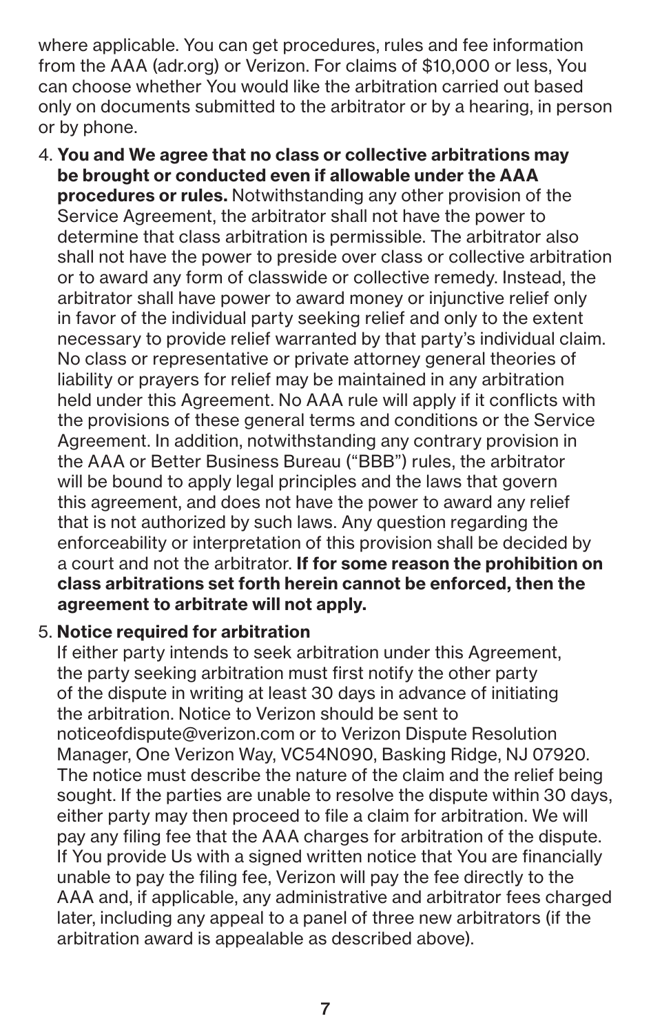where applicable. You can get procedures, rules and fee information from the AAA (adr.org) or Verizon. For claims of $10,000 or less, You can choose whether You would like the arbitration carried out based only on documents submitted to the arbitrator or by a hearing, in person or by phone.

4. **You and We agree that no class or collective arbitrations may be brought or conducted even if allowable under the AAA procedures or rules.** Notwithstanding any other provision of the Service Agreement, the arbitrator shall not have the power to determine that class arbitration is permissible. The arbitrator also shall not have the power to preside over class or collective arbitration or to award any form of classwide or collective remedy. Instead, the arbitrator shall have power to award money or injunctive relief only in favor of the individual party seeking relief and only to the extent necessary to provide relief warranted by that party's individual claim. No class or representative or private attorney general theories of liability or prayers for relief may be maintained in any arbitration held under this Agreement. No AAA rule will apply if it conflicts with the provisions of these general terms and conditions or the Service Agreement. In addition, notwithstanding any contrary provision in the AAA or Better Business Bureau ("BBB") rules, the arbitrator will be bound to apply legal principles and the laws that govern this agreement, and does not have the power to award any relief that is not authorized by such laws. Any question regarding the enforceability or interpretation of this provision shall be decided by a court and not the arbitrator. **If for some reason the prohibition on class arbitrations set forth herein cannot be enforced, then the agreement to arbitrate will not apply.**

5. **Notice required for arbitration**
   If either party intends to seek arbitration under this Agreement, the party seeking arbitration must first notify the other party of the dispute in writing at least 30 days in advance of initiating the arbitration. Notice to Verizon should be sent to noticeofdispute@verizon.com or to Verizon Dispute Resolution Manager, One Verizon Way, VC54N090, Basking Ridge, NJ 07920. The notice must describe the nature of the claim and the relief being sought. If the parties are unable to resolve the dispute within 30 days, either party may then proceed to file a claim for arbitration. We will pay any filing fee that the AAA charges for arbitration of the dispute. If You provide Us with a signed written notice that You are financially unable to pay the filing fee, Verizon will pay the fee directly to the AAA and, if applicable, any administrative and arbitrator fees charged later, including any appeal to a panel of three new arbitrators (if the arbitration award is appealable as described above).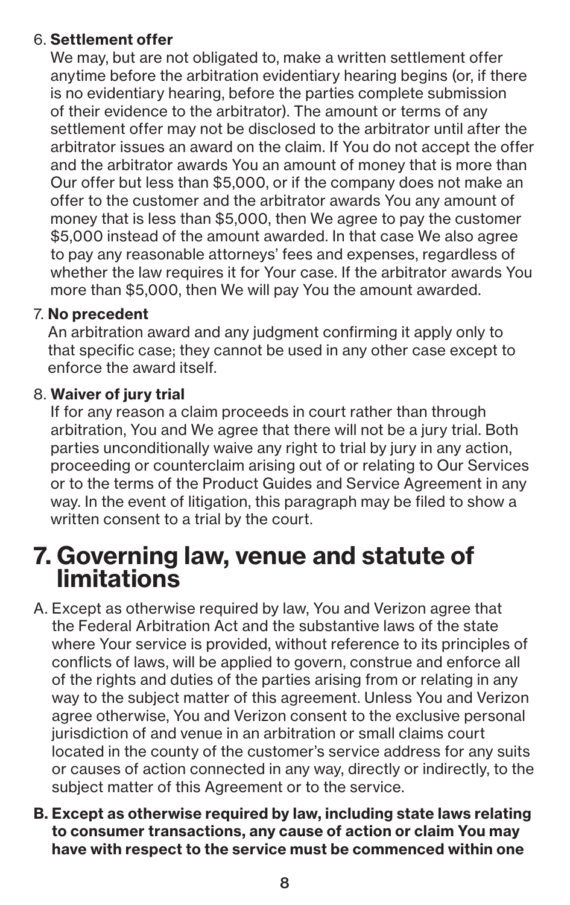6. **Settlement offer**

   We may, but are not obligated to, make a written settlement offer anytime before the arbitration evidentiary hearing begins (or, if there is no evidentiary hearing, before the parties complete submission of their evidence to the arbitrator). The amount or terms of any settlement offer may not be disclosed to the arbitrator until after the arbitrator issues an award on the claim. If You do not accept the offer and the arbitrator awards You an amount of money that is more than Our offer but less than $5,000, or if the company does not make an offer to the customer and the arbitrator awards You any amount of money that is less than $5,000, then We agree to pay the customer $5,000 instead of the amount awarded. In that case We also agree to pay any reasonable attorneys' fees and expenses, regardless of whether the law requires it for Your case. If the arbitrator awards You more than $5,000, then We will pay You the amount awarded.

7. **No precedent**

   An arbitration award and any judgment confirming it apply only to that specific case; they cannot be used in any other case except to enforce the award itself.

8. **Waiver of jury trial**

   If for any reason a claim proceeds in court rather than through arbitration, You and We agree that there will not be a jury trial. Both parties unconditionally waive any right to trial by jury in any action, proceeding or counterclaim arising out of or relating to Our Services or to the terms of the Product Guides and Service Agreement in any way. In the event of litigation, this paragraph may be filed to show a written consent to a trial by the court.

# 7. Governing law, venue and statute of limitations

A. Except as otherwise required by law, You and Verizon agree that the Federal Arbitration Act and the substantive laws of the state where Your service is provided, without reference to its principles of conflicts of laws, will be applied to govern, construe and enforce all of the rights and duties of the parties arising from or relating in any way to the subject matter of this agreement. Unless You and Verizon agree otherwise, You and Verizon consent to the exclusive personal jurisdiction of and venue in an arbitration or small claims court located in the county of the customer's service address for any suits or causes of action connected in any way, directly or indirectly, to the subject matter of this Agreement or to the service.

**B. Except as otherwise required by law, including state laws relating to consumer transactions, any cause of action or claim You may have with respect to the service must be commenced within one**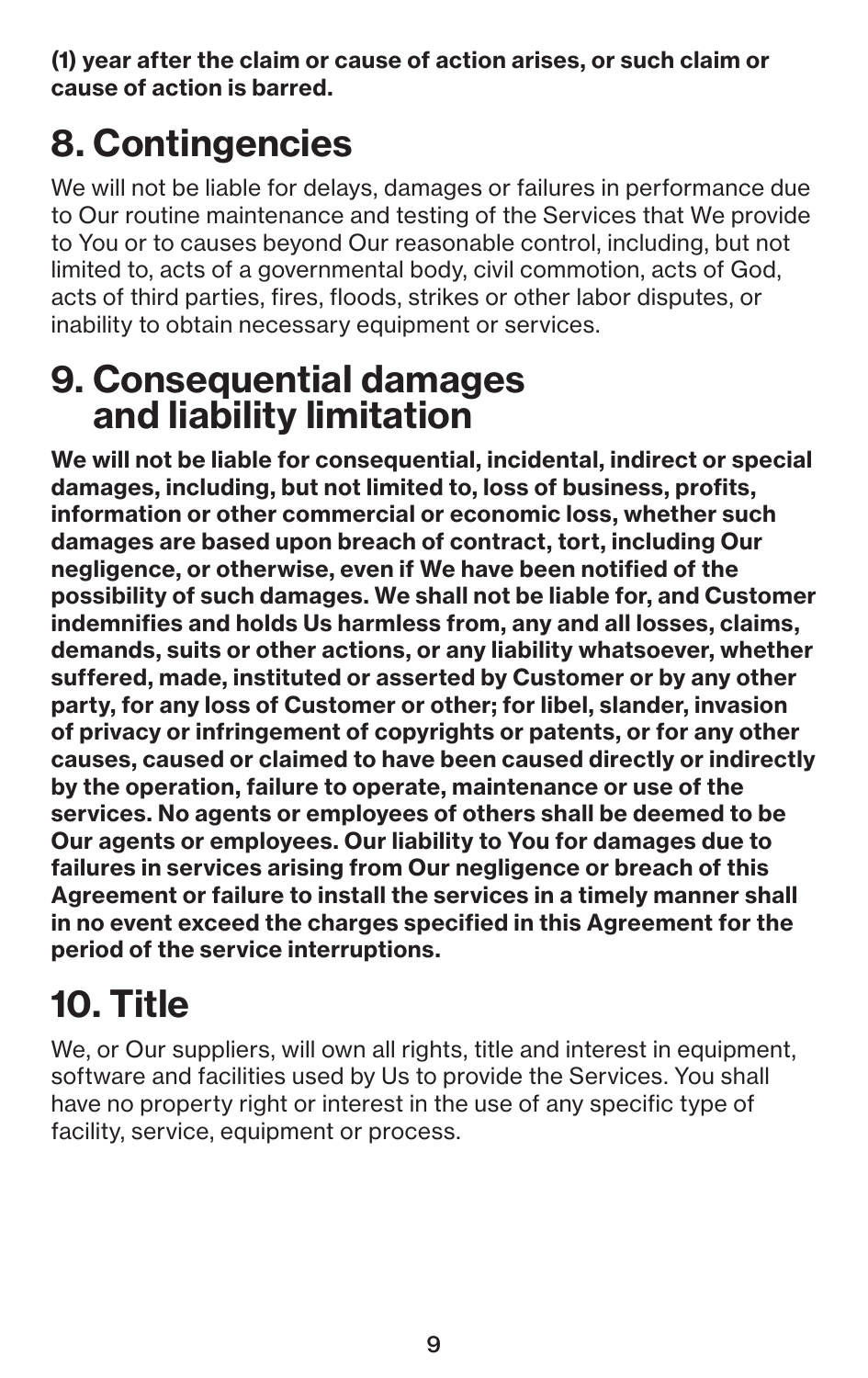**(1) year after the claim or cause of action arises, or such claim or cause of action is barred.**

# 8. Contingencies

We will not be liable for delays, damages or failures in performance due to Our routine maintenance and testing of the Services that We provide to You or to causes beyond Our reasonable control, including, but not limited to, acts of a governmental body, civil commotion, acts of God, acts of third parties, fires, floods, strikes or other labor disputes, or inability to obtain necessary equipment or services.

# 9. Consequential damages and liability limitation

**We will not be liable for consequential, incidental, indirect or special damages, including, but not limited to, loss of business, profits, information or other commercial or economic loss, whether such damages are based upon breach of contract, tort, including Our negligence, or otherwise, even if We have been notified of the possibility of such damages. We shall not be liable for, and Customer indemnifies and holds Us harmless from, any and all losses, claims, demands, suits or other actions, or any liability whatsoever, whether suffered, made, instituted or asserted by Customer or by any other party, for any loss of Customer or other; for libel, slander, invasion of privacy or infringement of copyrights or patents, or for any other causes, caused or claimed to have been caused directly or indirectly by the operation, failure to operate, maintenance or use of the services. No agents or employees of others shall be deemed to be Our agents or employees. Our liability to You for damages due to failures in services arising from Our negligence or breach of this Agreement or failure to install the services in a timely manner shall in no event exceed the charges specified in this Agreement for the period of the service interruptions.**

# 10. Title

We, or Our suppliers, will own all rights, title and interest in equipment, software and facilities used by Us to provide the Services. You shall have no property right or interest in the use of any specific type of facility, service, equipment or process.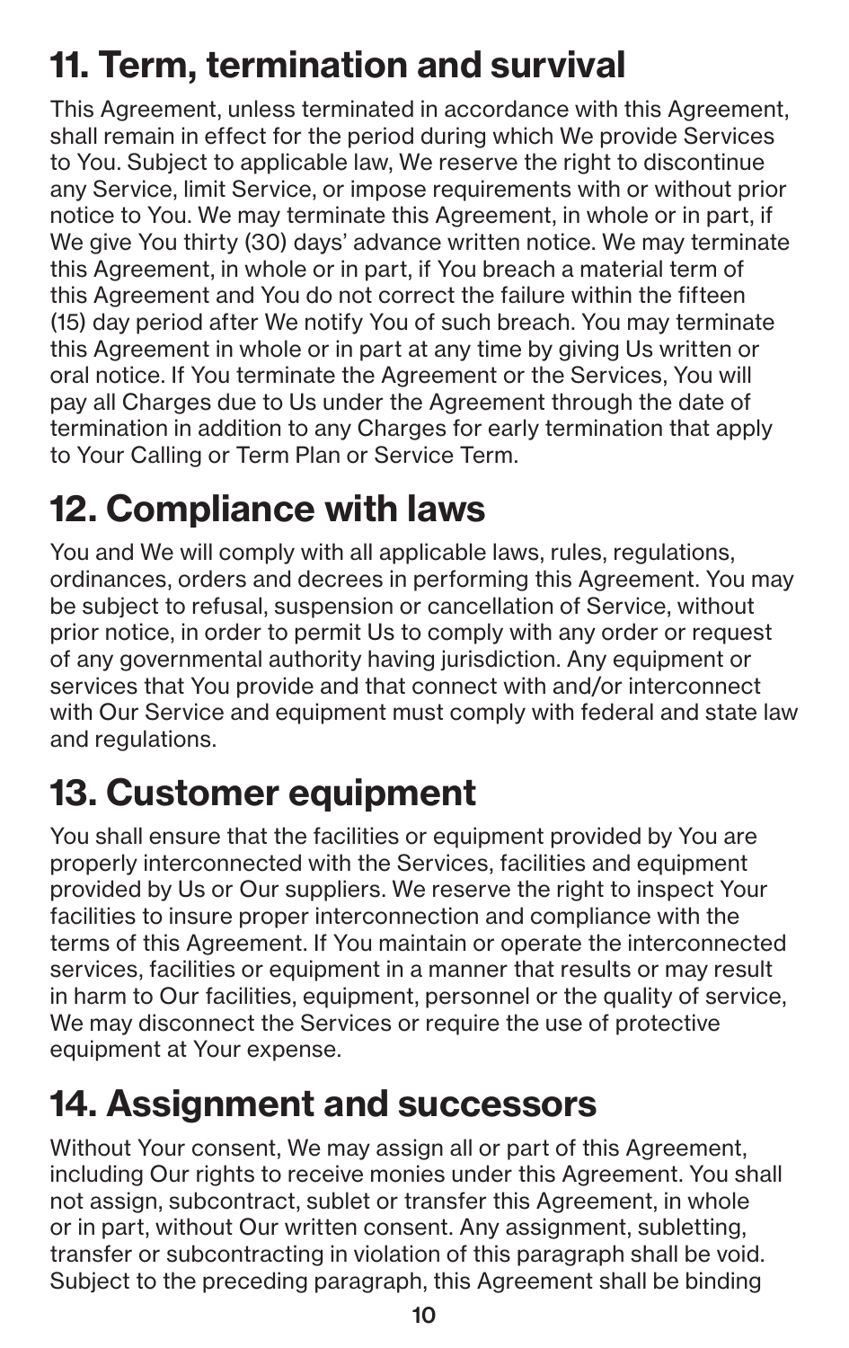## 11. Term, termination and survival

This Agreement, unless terminated in accordance with this Agreement, shall remain in effect for the period during which We provide Services to You. Subject to applicable law, We reserve the right to discontinue any Service, limit Service, or impose requirements with or without prior notice to You. We may terminate this Agreement, in whole or in part, if We give You thirty (30) days' advance written notice. We may terminate this Agreement, in whole or in part, if You breach a material term of this Agreement and You do not correct the failure within the fifteen (15) day period after We notify You of such breach. You may terminate this Agreement in whole or in part at any time by giving Us written or oral notice. If You terminate the Agreement or the Services, You will pay all Charges due to Us under the Agreement through the date of termination in addition to any Charges for early termination that apply to Your Calling or Term Plan or Service Term.

## 12. Compliance with laws

You and We will comply with all applicable laws, rules, regulations, ordinances, orders and decrees in performing this Agreement. You may be subject to refusal, suspension or cancellation of Service, without prior notice, in order to permit Us to comply with any order or request of any governmental authority having jurisdiction. Any equipment or services that You provide and that connect with and/or interconnect with Our Service and equipment must comply with federal and state law and regulations.

## 13. Customer equipment

You shall ensure that the facilities or equipment provided by You are properly interconnected with the Services, facilities and equipment provided by Us or Our suppliers. We reserve the right to inspect Your facilities to insure proper interconnection and compliance with the terms of this Agreement. If You maintain or operate the interconnected services, facilities or equipment in a manner that results or may result in harm to Our facilities, equipment, personnel or the quality of service, We may disconnect the Services or require the use of protective equipment at Your expense.

## 14. Assignment and successors

Without Your consent, We may assign all or part of this Agreement, including Our rights to receive monies under this Agreement. You shall not assign, subcontract, sublet or transfer this Agreement, in whole or in part, without Our written consent. Any assignment, subletting, transfer or subcontracting in violation of this paragraph shall be void. Subject to the preceding paragraph, this Agreement shall be binding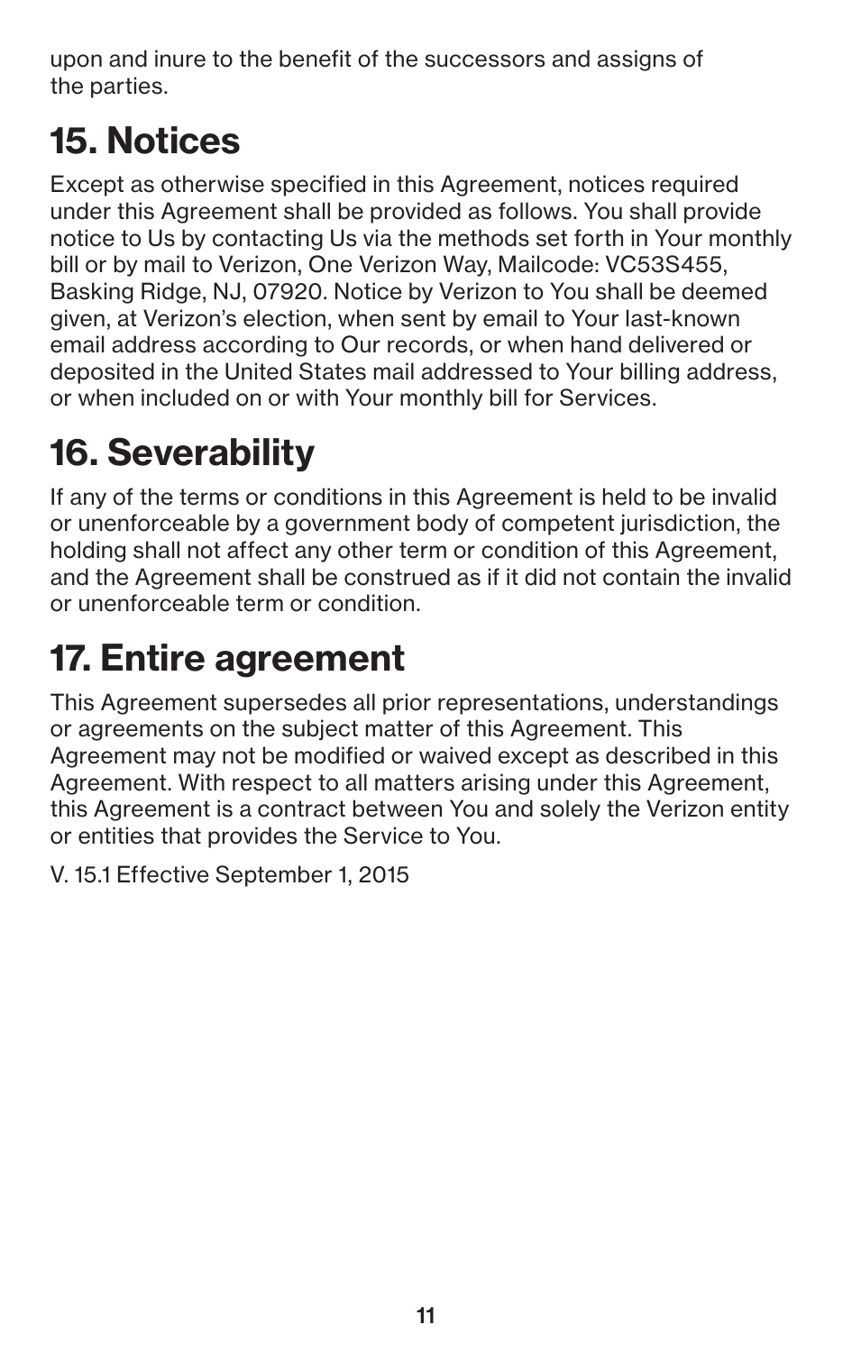upon and inure to the benefit of the successors and assigns of the parties.

## 15. Notices

Except as otherwise specified in this Agreement, notices required under this Agreement shall be provided as follows. You shall provide notice to Us by contacting Us via the methods set forth in Your monthly bill or by mail to Verizon, One Verizon Way, Mailcode: VC53S455, Basking Ridge, NJ, 07920. Notice by Verizon to You shall be deemed given, at Verizon's election, when sent by email to Your last-known email address according to Our records, or when hand delivered or deposited in the United States mail addressed to Your billing address, or when included on or with Your monthly bill for Services.

## 16. Severability

If any of the terms or conditions in this Agreement is held to be invalid or unenforceable by a government body of competent jurisdiction, the holding shall not affect any other term or condition of this Agreement, and the Agreement shall be construed as if it did not contain the invalid or unenforceable term or condition.

## 17. Entire agreement

This Agreement supersedes all prior representations, understandings or agreements on the subject matter of this Agreement. This Agreement may not be modified or waived except as described in this Agreement. With respect to all matters arising under this Agreement, this Agreement is a contract between You and solely the Verizon entity or entities that provides the Service to You.

V. 15.1 Effective September 1, 2015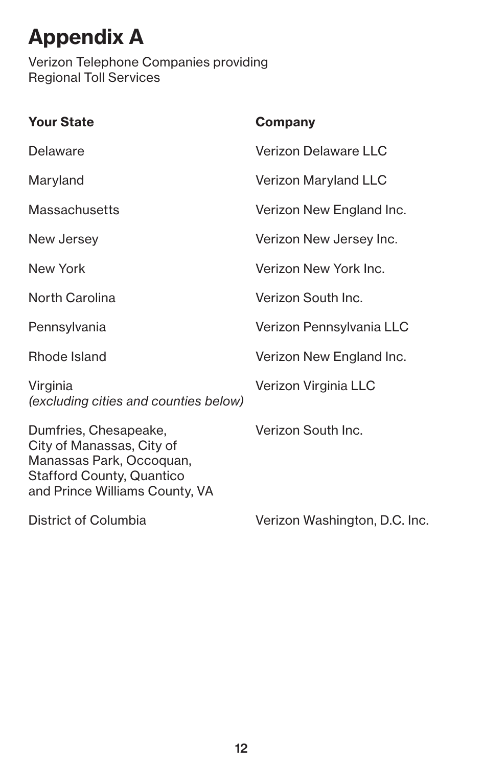# Appendix A

Verizon Telephone Companies providing Regional Toll Services

| Your State | Company |
|---|---|
| Delaware | Verizon Delaware LLC |
| Maryland | Verizon Maryland LLC |
| Massachusetts | Verizon New England Inc. |
| New Jersey | Verizon New Jersey Inc. |
| New York | Verizon New York Inc. |
| North Carolina | Verizon South Inc. |
| Pennsylvania | Verizon Pennsylvania LLC |
| Rhode Island | Verizon New England Inc. |
| Virginia *(excluding cities and counties below)* | Verizon Virginia LLC |
| Dumfries, Chesapeake, City of Manassas, City of Manassas Park, Occoquan, Stafford County, Quantico and Prince Williams County, VA | Verizon South Inc. |
| District of Columbia | Verizon Washington, D.C. Inc. |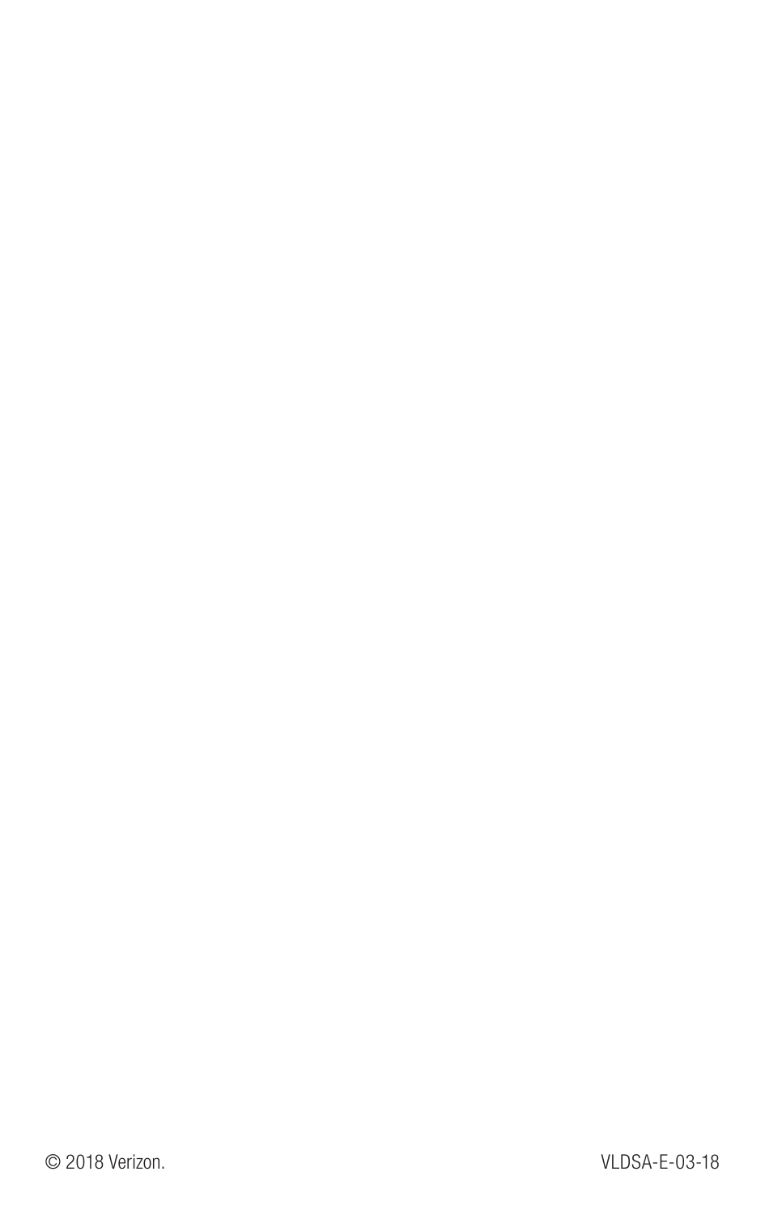© 2018 Verizon. VLDSA-E-03-18